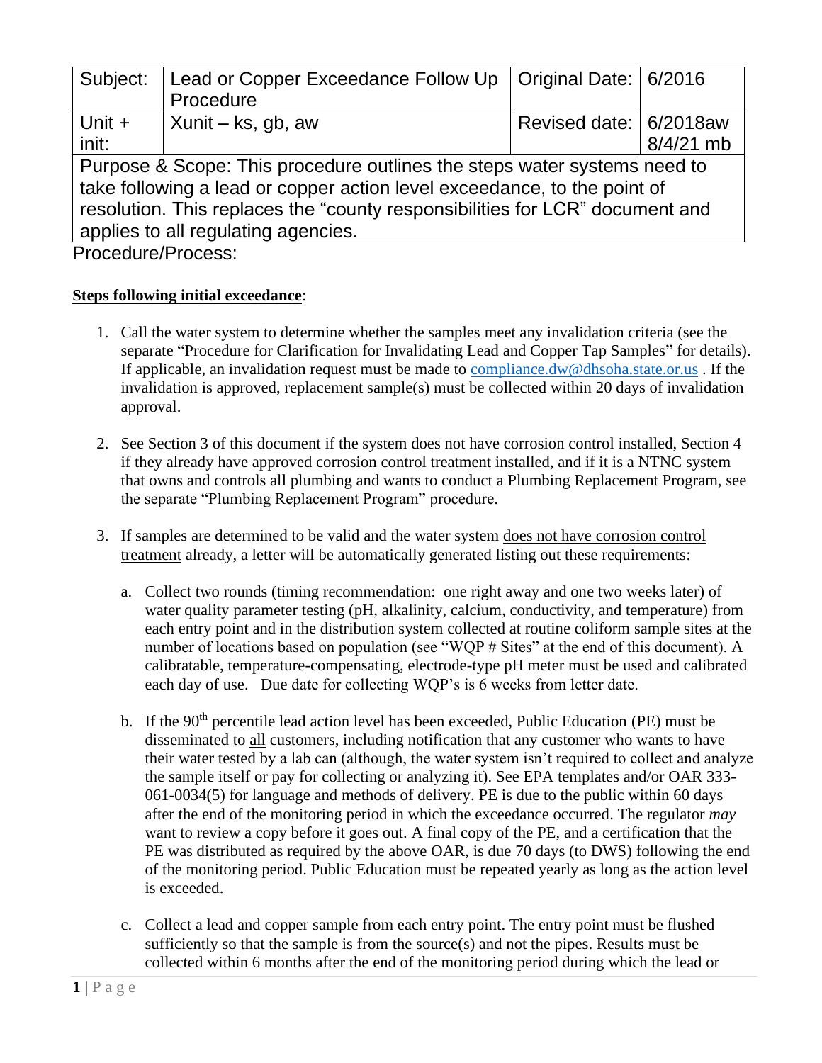| Subject: | Lead or Copper Exceedance Follow Up Procedure | Original Date: | 6/2016 |
|---|---|---|---|
| Unit + init: | Xunit – ks, gb, aw | Revised date: | 6/2018aw 8/4/21 mb |
| Purpose & Scope: This procedure outlines the steps water systems need to take following a lead or copper action level exceedance, to the point of resolution. This replaces the "county responsibilities for LCR" document and applies to all regulating agencies. | | | |

Procedure/Process:

**Steps following initial exceedance**:

1. Call the water system to determine whether the samples meet any invalidation criteria (see the separate "Procedure for Clarification for Invalidating Lead and Copper Tap Samples" for details). If applicable, an invalidation request must be made to compliance.dw@dhsoha.state.or.us . If the invalidation is approved, replacement sample(s) must be collected within 20 days of invalidation approval.

2. See Section 3 of this document if the system does not have corrosion control installed, Section 4 if they already have approved corrosion control treatment installed, and if it is a NTNC system that owns and controls all plumbing and wants to conduct a Plumbing Replacement Program, see the separate "Plumbing Replacement Program" procedure.

3. If samples are determined to be valid and the water system does not have corrosion control treatment already, a letter will be automatically generated listing out these requirements:

   a. Collect two rounds (timing recommendation: one right away and one two weeks later) of water quality parameter testing (pH, alkalinity, calcium, conductivity, and temperature) from each entry point and in the distribution system collected at routine coliform sample sites at the number of locations based on population (see "WQP # Sites" at the end of this document). A calibratable, temperature-compensating, electrode-type pH meter must be used and calibrated each day of use. Due date for collecting WQP's is 6 weeks from letter date.

   b. If the 90th percentile lead action level has been exceeded, Public Education (PE) must be disseminated to all customers, including notification that any customer who wants to have their water tested by a lab can (although, the water system isn't required to collect and analyze the sample itself or pay for collecting or analyzing it). See EPA templates and/or OAR 333-061-0034(5) for language and methods of delivery. PE is due to the public within 60 days after the end of the monitoring period in which the exceedance occurred. The regulator *may* want to review a copy before it goes out. A final copy of the PE, and a certification that the PE was distributed as required by the above OAR, is due 70 days (to DWS) following the end of the monitoring period. Public Education must be repeated yearly as long as the action level is exceeded.

   c. Collect a lead and copper sample from each entry point. The entry point must be flushed sufficiently so that the sample is from the source(s) and not the pipes. Results must be collected within 6 months after the end of the monitoring period during which the lead or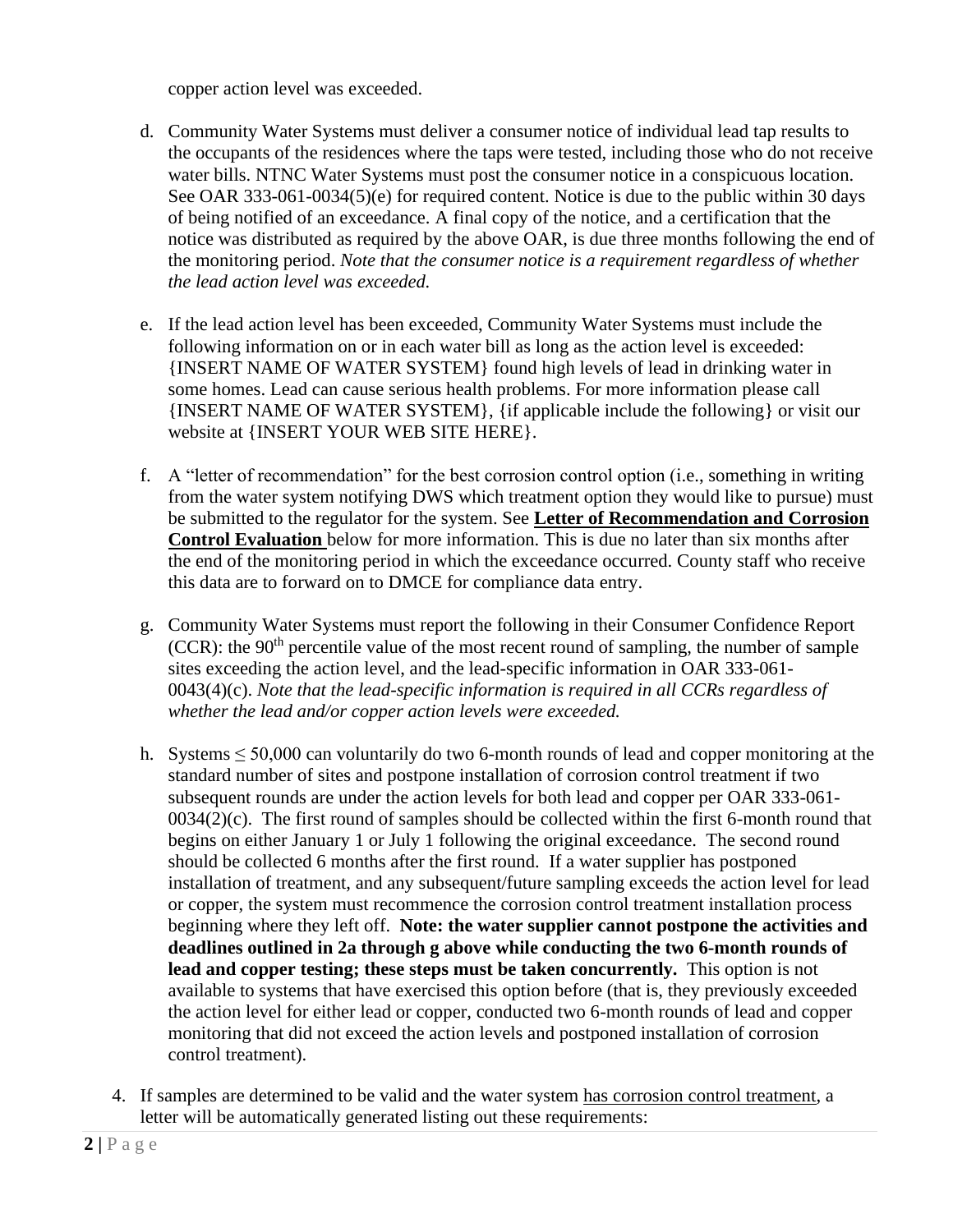copper action level was exceeded.

d. Community Water Systems must deliver a consumer notice of individual lead tap results to the occupants of the residences where the taps were tested, including those who do not receive water bills. NTNC Water Systems must post the consumer notice in a conspicuous location. See OAR 333-061-0034(5)(e) for required content. Notice is due to the public within 30 days of being notified of an exceedance. A final copy of the notice, and a certification that the notice was distributed as required by the above OAR, is due three months following the end of the monitoring period. *Note that the consumer notice is a requirement regardless of whether the lead action level was exceeded.*

e. If the lead action level has been exceeded, Community Water Systems must include the following information on or in each water bill as long as the action level is exceeded: {INSERT NAME OF WATER SYSTEM} found high levels of lead in drinking water in some homes. Lead can cause serious health problems. For more information please call {INSERT NAME OF WATER SYSTEM}, {if applicable include the following} or visit our website at {INSERT YOUR WEB SITE HERE}.

f. A "letter of recommendation" for the best corrosion control option (i.e., something in writing from the water system notifying DWS which treatment option they would like to pursue) must be submitted to the regulator for the system. See **Letter of Recommendation and Corrosion Control Evaluation** below for more information. This is due no later than six months after the end of the monitoring period in which the exceedance occurred. County staff who receive this data are to forward on to DMCE for compliance data entry.

g. Community Water Systems must report the following in their Consumer Confidence Report (CCR): the 90th percentile value of the most recent round of sampling, the number of sample sites exceeding the action level, and the lead-specific information in OAR 333-061-0043(4)(c). *Note that the lead-specific information is required in all CCRs regardless of whether the lead and/or copper action levels were exceeded.*

h. Systems ≤ 50,000 can voluntarily do two 6-month rounds of lead and copper monitoring at the standard number of sites and postpone installation of corrosion control treatment if two subsequent rounds are under the action levels for both lead and copper per OAR 333-061-0034(2)(c). The first round of samples should be collected within the first 6-month round that begins on either January 1 or July 1 following the original exceedance. The second round should be collected 6 months after the first round. If a water supplier has postponed installation of treatment, and any subsequent/future sampling exceeds the action level for lead or copper, the system must recommence the corrosion control treatment installation process beginning where they left off. **Note: the water supplier cannot postpone the activities and deadlines outlined in 2a through g above while conducting the two 6-month rounds of lead and copper testing; these steps must be taken concurrently.** This option is not available to systems that have exercised this option before (that is, they previously exceeded the action level for either lead or copper, conducted two 6-month rounds of lead and copper monitoring that did not exceed the action levels and postponed installation of corrosion control treatment).

4. If samples are determined to be valid and the water system has corrosion control treatment, a letter will be automatically generated listing out these requirements: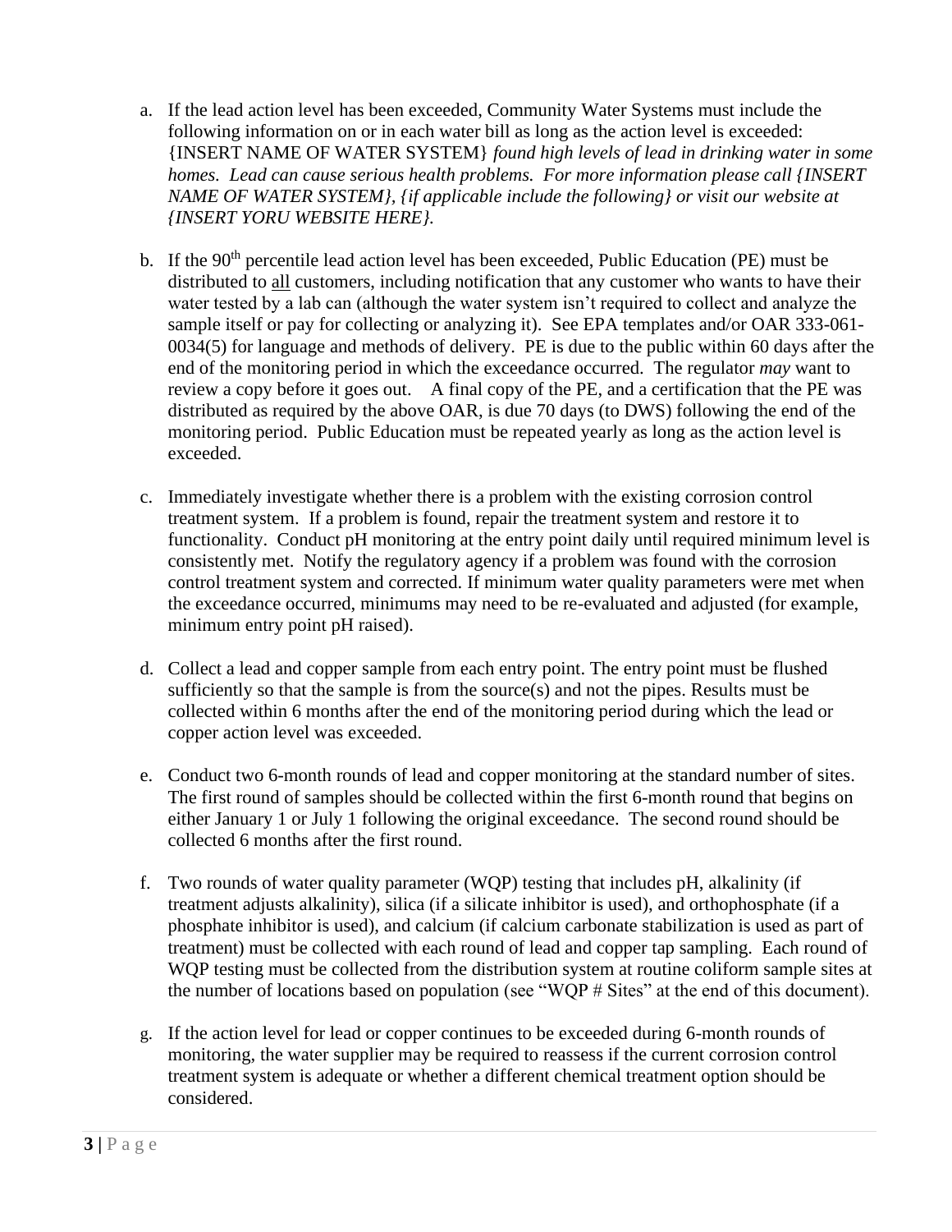a. If the lead action level has been exceeded, Community Water Systems must include the following information on or in each water bill as long as the action level is exceeded: {INSERT NAME OF WATER SYSTEM} *found high levels of lead in drinking water in some homes. Lead can cause serious health problems. For more information please call {INSERT NAME OF WATER SYSTEM}, {if applicable include the following} or visit our website at {INSERT YORU WEBSITE HERE}.*

b. If the 90th percentile lead action level has been exceeded, Public Education (PE) must be distributed to <u>all</u> customers, including notification that any customer who wants to have their water tested by a lab can (although the water system isn't required to collect and analyze the sample itself or pay for collecting or analyzing it). See EPA templates and/or OAR 333-061-0034(5) for language and methods of delivery. PE is due to the public within 60 days after the end of the monitoring period in which the exceedance occurred. The regulator *may* want to review a copy before it goes out. A final copy of the PE, and a certification that the PE was distributed as required by the above OAR, is due 70 days (to DWS) following the end of the monitoring period. Public Education must be repeated yearly as long as the action level is exceeded.

c. Immediately investigate whether there is a problem with the existing corrosion control treatment system. If a problem is found, repair the treatment system and restore it to functionality. Conduct pH monitoring at the entry point daily until required minimum level is consistently met. Notify the regulatory agency if a problem was found with the corrosion control treatment system and corrected. If minimum water quality parameters were met when the exceedance occurred, minimums may need to be re-evaluated and adjusted (for example, minimum entry point pH raised).

d. Collect a lead and copper sample from each entry point. The entry point must be flushed sufficiently so that the sample is from the source(s) and not the pipes. Results must be collected within 6 months after the end of the monitoring period during which the lead or copper action level was exceeded.

e. Conduct two 6-month rounds of lead and copper monitoring at the standard number of sites. The first round of samples should be collected within the first 6-month round that begins on either January 1 or July 1 following the original exceedance. The second round should be collected 6 months after the first round.

f. Two rounds of water quality parameter (WQP) testing that includes pH, alkalinity (if treatment adjusts alkalinity), silica (if a silicate inhibitor is used), and orthophosphate (if a phosphate inhibitor is used), and calcium (if calcium carbonate stabilization is used as part of treatment) must be collected with each round of lead and copper tap sampling. Each round of WQP testing must be collected from the distribution system at routine coliform sample sites at the number of locations based on population (see "WQP # Sites" at the end of this document).

g. If the action level for lead or copper continues to be exceeded during 6-month rounds of monitoring, the water supplier may be required to reassess if the current corrosion control treatment system is adequate or whether a different chemical treatment option should be considered.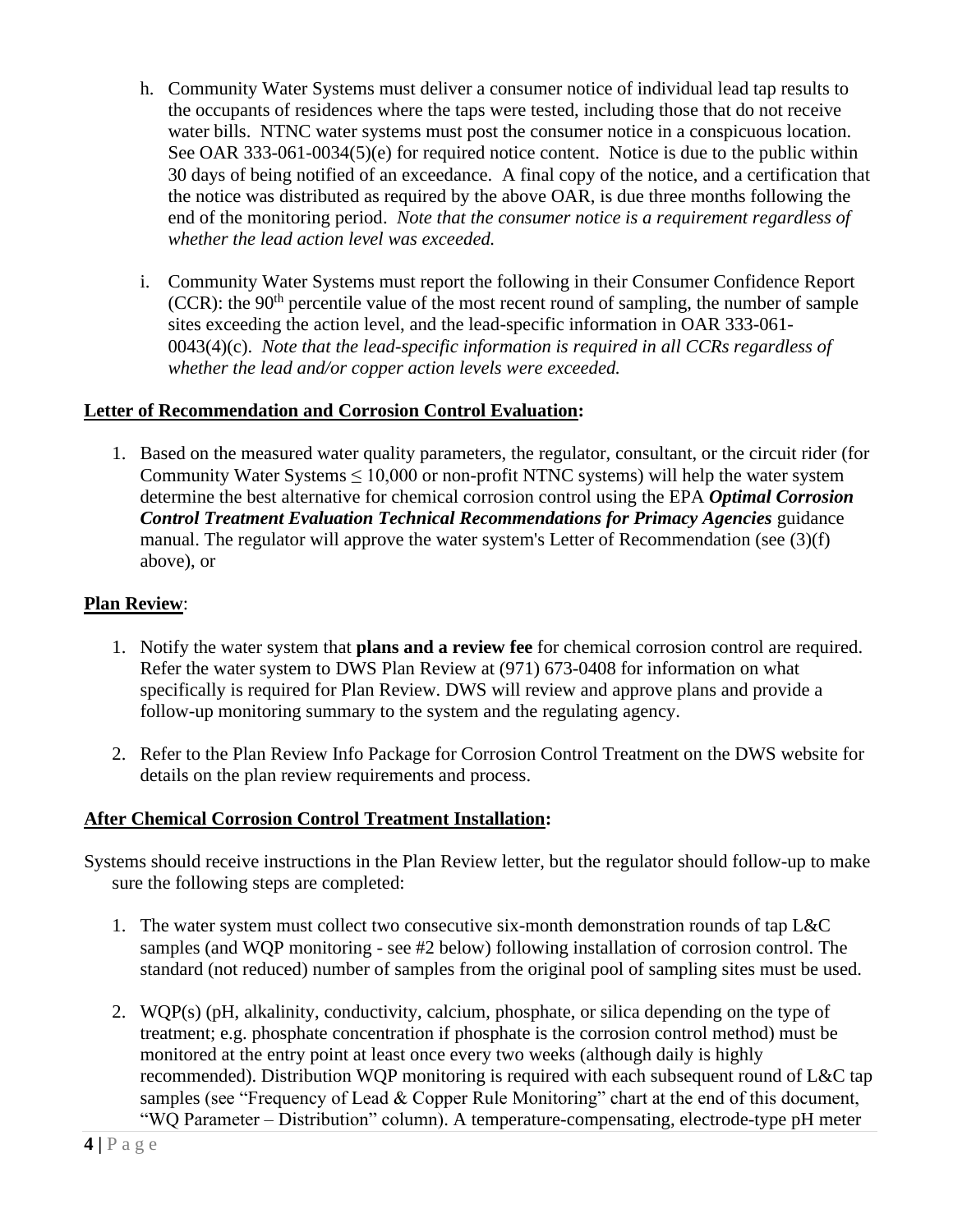h. Community Water Systems must deliver a consumer notice of individual lead tap results to the occupants of residences where the taps were tested, including those that do not receive water bills. NTNC water systems must post the consumer notice in a conspicuous location. See OAR 333-061-0034(5)(e) for required notice content. Notice is due to the public within 30 days of being notified of an exceedance. A final copy of the notice, and a certification that the notice was distributed as required by the above OAR, is due three months following the end of the monitoring period. *Note that the consumer notice is a requirement regardless of whether the lead action level was exceeded.*

i. Community Water Systems must report the following in their Consumer Confidence Report (CCR): the 90th percentile value of the most recent round of sampling, the number of sample sites exceeding the action level, and the lead-specific information in OAR 333-061-0043(4)(c). *Note that the lead-specific information is required in all CCRs regardless of whether the lead and/or copper action levels were exceeded.*

**Letter of Recommendation and Corrosion Control Evaluation:**

1. Based on the measured water quality parameters, the regulator, consultant, or the circuit rider (for Community Water Systems $\leq$ 10,000 or non-profit NTNC systems) will help the water system determine the best alternative for chemical corrosion control using the EPA ***Optimal Corrosion Control Treatment Evaluation Technical Recommendations for Primacy Agencies*** guidance manual. The regulator will approve the water system's Letter of Recommendation (see (3)(f) above), or

**Plan Review**:

1. Notify the water system that **plans and a review fee** for chemical corrosion control are required. Refer the water system to DWS Plan Review at (971) 673-0408 for information on what specifically is required for Plan Review. DWS will review and approve plans and provide a follow-up monitoring summary to the system and the regulating agency.

2. Refer to the Plan Review Info Package for Corrosion Control Treatment on the DWS website for details on the plan review requirements and process.

**After Chemical Corrosion Control Treatment Installation:**

Systems should receive instructions in the Plan Review letter, but the regulator should follow-up to make sure the following steps are completed:

1. The water system must collect two consecutive six-month demonstration rounds of tap L&C samples (and WQP monitoring - see #2 below) following installation of corrosion control. The standard (not reduced) number of samples from the original pool of sampling sites must be used.

2. WQP(s) (pH, alkalinity, conductivity, calcium, phosphate, or silica depending on the type of treatment; e.g. phosphate concentration if phosphate is the corrosion control method) must be monitored at the entry point at least once every two weeks (although daily is highly recommended). Distribution WQP monitoring is required with each subsequent round of L&C tap samples (see "Frequency of Lead & Copper Rule Monitoring" chart at the end of this document, "WQ Parameter – Distribution" column). A temperature-compensating, electrode-type pH meter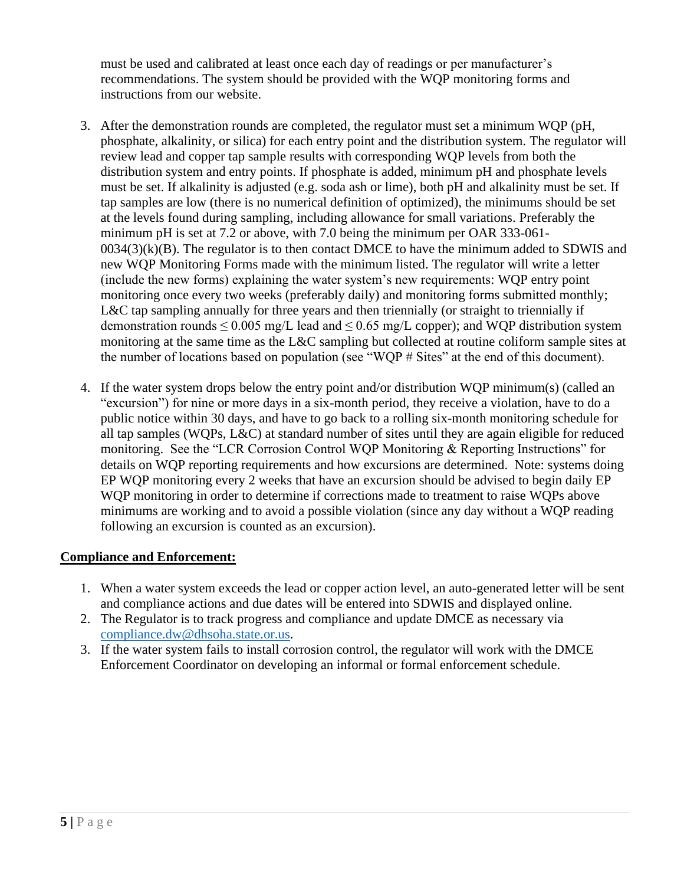must be used and calibrated at least once each day of readings or per manufacturer's recommendations. The system should be provided with the WQP monitoring forms and instructions from our website.

3. After the demonstration rounds are completed, the regulator must set a minimum WQP (pH, phosphate, alkalinity, or silica) for each entry point and the distribution system. The regulator will review lead and copper tap sample results with corresponding WQP levels from both the distribution system and entry points. If phosphate is added, minimum pH and phosphate levels must be set. If alkalinity is adjusted (e.g. soda ash or lime), both pH and alkalinity must be set. If tap samples are low (there is no numerical definition of optimized), the minimums should be set at the levels found during sampling, including allowance for small variations. Preferably the minimum pH is set at 7.2 or above, with 7.0 being the minimum per OAR 333-061-0034(3)(k)(B). The regulator is to then contact DMCE to have the minimum added to SDWIS and new WQP Monitoring Forms made with the minimum listed. The regulator will write a letter (include the new forms) explaining the water system's new requirements: WQP entry point monitoring once every two weeks (preferably daily) and monitoring forms submitted monthly; L&C tap sampling annually for three years and then triennially (or straight to triennially if demonstration rounds $\leq 0.005$ mg/L lead and $\leq 0.65$ mg/L copper); and WQP distribution system monitoring at the same time as the L&C sampling but collected at routine coliform sample sites at the number of locations based on population (see "WQP # Sites" at the end of this document).

4. If the water system drops below the entry point and/or distribution WQP minimum(s) (called an "excursion") for nine or more days in a six-month period, they receive a violation, have to do a public notice within 30 days, and have to go back to a rolling six-month monitoring schedule for all tap samples (WQPs, L&C) at standard number of sites until they are again eligible for reduced monitoring. See the "LCR Corrosion Control WQP Monitoring & Reporting Instructions" for details on WQP reporting requirements and how excursions are determined. Note: systems doing EP WQP monitoring every 2 weeks that have an excursion should be advised to begin daily EP WQP monitoring in order to determine if corrections made to treatment to raise WQPs above minimums are working and to avoid a possible violation (since any day without a WQP reading following an excursion is counted as an excursion).

**Compliance and Enforcement:**

1. When a water system exceeds the lead or copper action level, an auto-generated letter will be sent and compliance actions and due dates will be entered into SDWIS and displayed online.
2. The Regulator is to track progress and compliance and update DMCE as necessary via compliance.dw@dhsoha.state.or.us.
3. If the water system fails to install corrosion control, the regulator will work with the DMCE Enforcement Coordinator on developing an informal or formal enforcement schedule.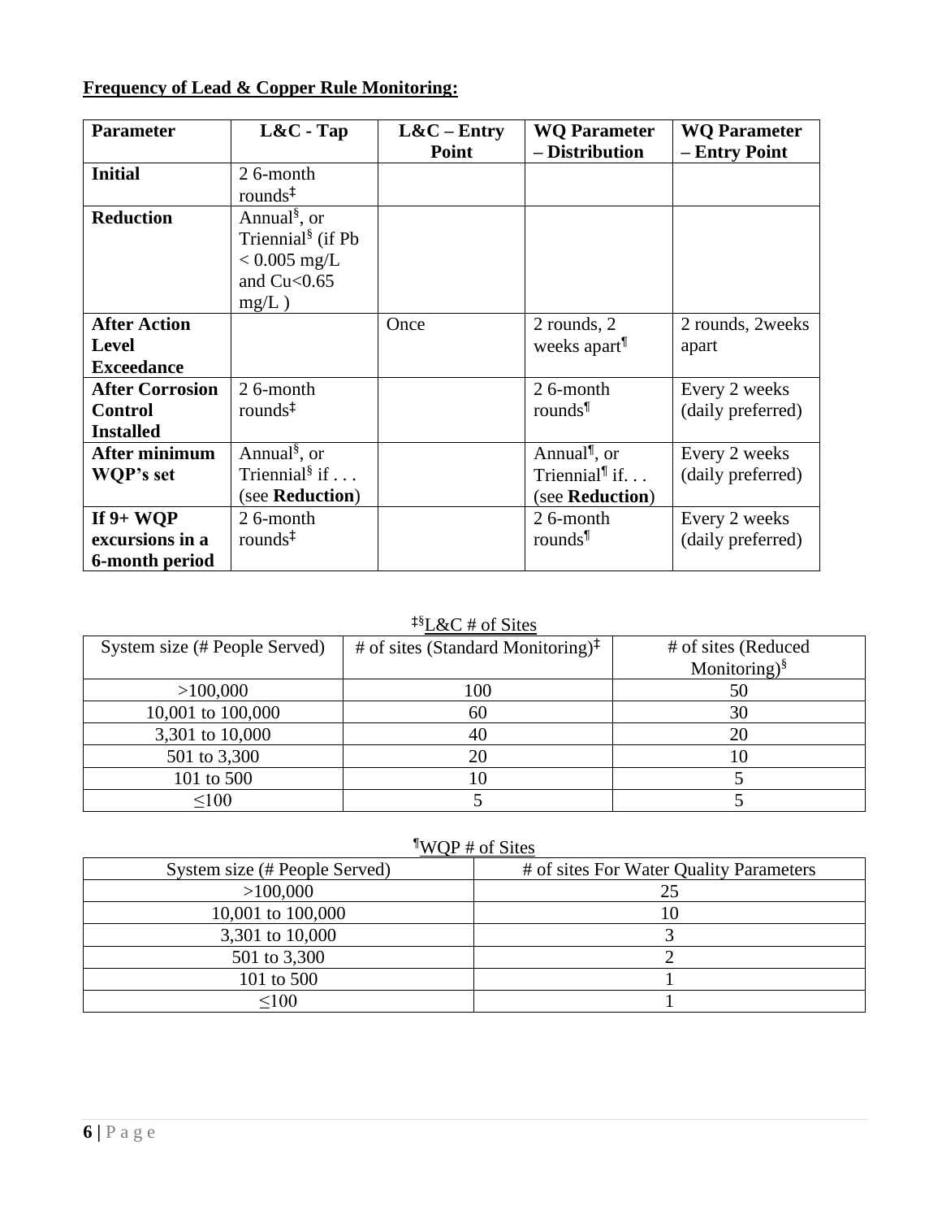**Frequency of Lead & Copper Rule Monitoring:**

| Parameter | L&C - Tap | L&C – Entry Point | WQ Parameter – Distribution | WQ Parameter – Entry Point |
|---|---|---|---|---|
| **Initial** | 2 6-month rounds‡ | | | |
| **Reduction** | Annual§, or Triennial§ (if Pb < 0.005 mg/L and Cu<0.65 mg/L ) | | | |
| **After Action Level Exceedance** | | Once | 2 rounds, 2 weeks apart¶ | 2 rounds, 2weeks apart |
| **After Corrosion Control Installed** | 2 6-month rounds‡ | | 2 6-month rounds¶ | Every 2 weeks (daily preferred) |
| **After minimum WQP's set** | Annual§, or Triennial§ if . . . (see **Reduction**) | | Annual¶, or Triennial¶ if. . . (see **Reduction**) | Every 2 weeks (daily preferred) |
| **If 9+ WQP excursions in a 6-month period** | 2 6-month rounds‡ | | 2 6-month rounds¶ | Every 2 weeks (daily preferred) |

‡§L&C # of Sites

| System size (# People Served) | # of sites (Standard Monitoring)‡ | # of sites (Reduced Monitoring)§ |
|---|---|---|
| >100,000 | 100 | 50 |
| 10,001 to 100,000 | 60 | 30 |
| 3,301 to 10,000 | 40 | 20 |
| 501 to 3,300 | 20 | 10 |
| 101 to 500 | 10 | 5 |
| ≤100 | 5 | 5 |

¶WQP # of Sites

| System size (# People Served) | # of sites For Water Quality Parameters |
|---|---|
| >100,000 | 25 |
| 10,001 to 100,000 | 10 |
| 3,301 to 10,000 | 3 |
| 501 to 3,300 | 2 |
| 101 to 500 | 1 |
| ≤100 | 1 |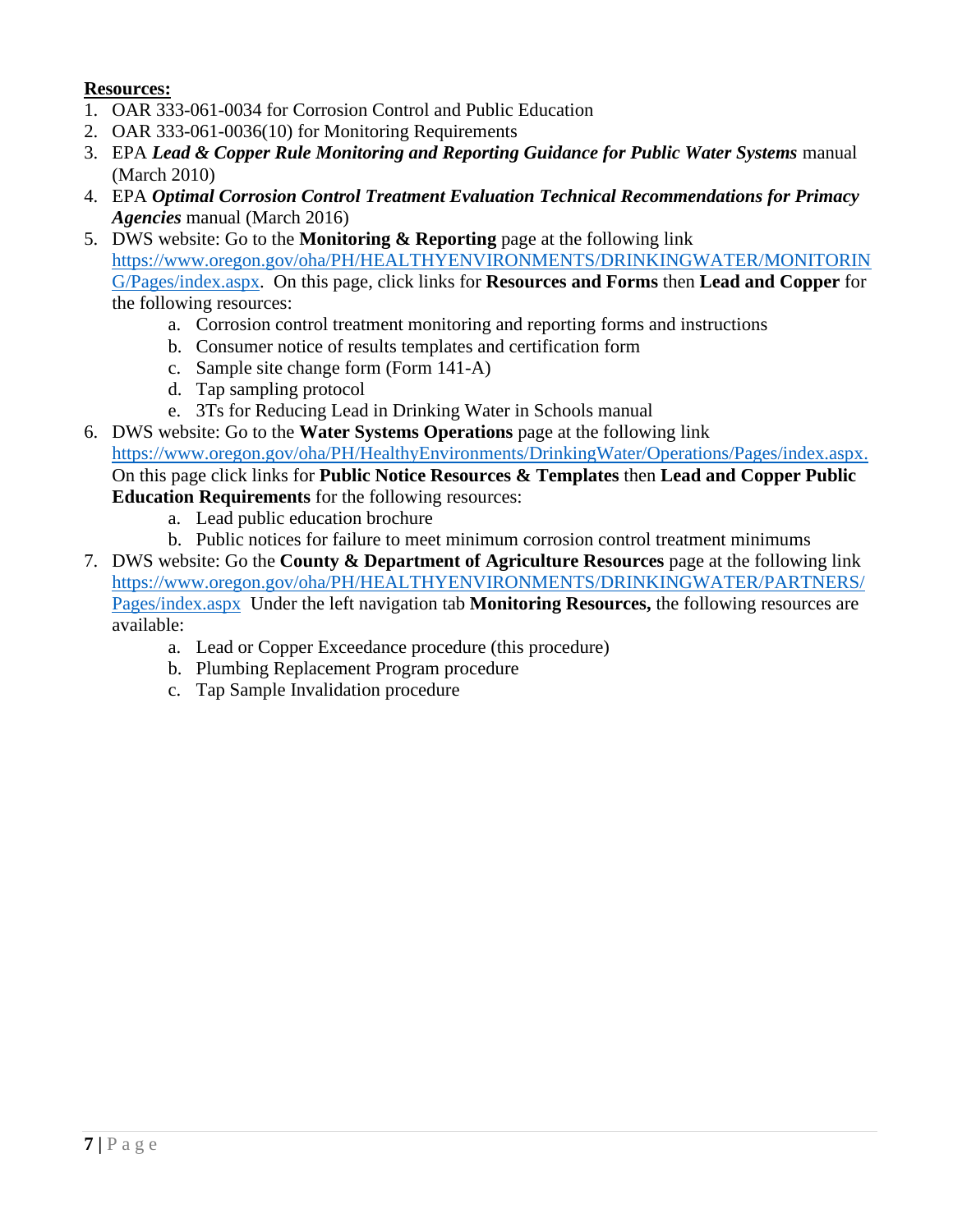**<u>Resources:</u>**

1. OAR 333-061-0034 for Corrosion Control and Public Education
2. OAR 333-061-0036(10) for Monitoring Requirements
3. EPA ***Lead & Copper Rule Monitoring and Reporting Guidance for Public Water Systems*** manual (March 2010)
4. EPA ***Optimal Corrosion Control Treatment Evaluation Technical Recommendations for Primacy Agencies*** manual (March 2016)
5. DWS website: Go to the **Monitoring & Reporting** page at the following link https://www.oregon.gov/oha/PH/HEALTHYENVIRONMENTS/DRINKINGWATER/MONITORING/Pages/index.aspx. On this page, click links for **Resources and Forms** then **Lead and Copper** for the following resources:
   a. Corrosion control treatment monitoring and reporting forms and instructions
   b. Consumer notice of results templates and certification form
   c. Sample site change form (Form 141-A)
   d. Tap sampling protocol
   e. 3Ts for Reducing Lead in Drinking Water in Schools manual
6. DWS website: Go to the **Water Systems Operations** page at the following link https://www.oregon.gov/oha/PH/HealthyEnvironments/DrinkingWater/Operations/Pages/index.aspx. On this page click links for **Public Notice Resources & Templates** then **Lead and Copper Public Education Requirements** for the following resources:
   a. Lead public education brochure
   b. Public notices for failure to meet minimum corrosion control treatment minimums
7. DWS website: Go the **County & Department of Agriculture Resources** page at the following link https://www.oregon.gov/oha/PH/HEALTHYENVIRONMENTS/DRINKINGWATER/PARTNERS/Pages/index.aspx Under the left navigation tab **Monitoring Resources,** the following resources are available:
   a. Lead or Copper Exceedance procedure (this procedure)
   b. Plumbing Replacement Program procedure
   c. Tap Sample Invalidation procedure